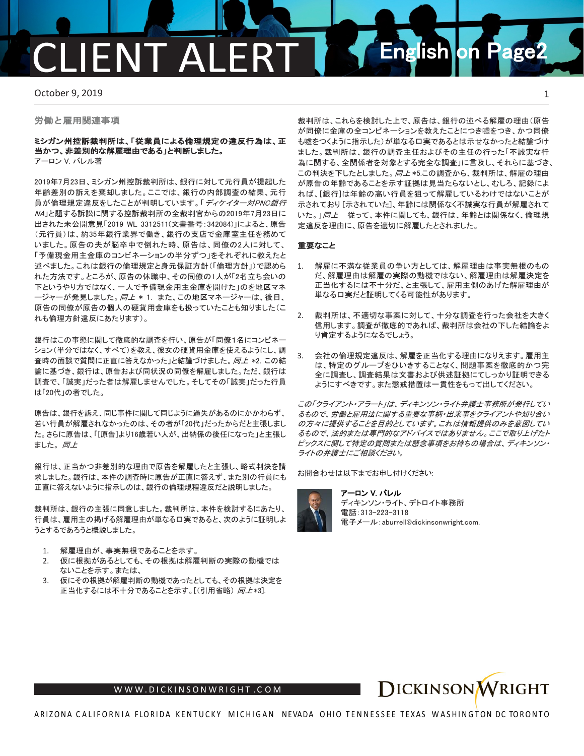# CLIENT ALERT

English on Page2

October 9, 2019

## 労働と雇用関連事項

**ミシガン州控訴裁判所は、「従業員による倫理規定の違反行為は、正当かつ、非差別的な解雇理由である」と判断しました。**
アーロン V. バレル著

2019年7月23日、ミシガン州控訴裁判所は、銀行に対して元行員が提起した年齢差別の訴えを棄却しました。ここでは、銀行の内部調査の結果、元行員が倫理規定違反をしたことが判明しています。「*ディケイター対PNC銀行NA*」と題する訴訟に関する控訴裁判所の全裁判官からの2019年7月23日に出された未公開意見「2019 WL 3312511(文書番号:342084)」によると、原告(元行員)は、約35年銀行業界で働き、銀行の支店で金庫室主任を務めていました。原告の夫が脳卒中で倒れた時、原告は、同僚の2人に対して、「予備現金用主金庫のコンビネーションの半分ずつ」をそれぞれに教えたと述べました。これは銀行の倫理規定と身元保証方針(「倫理方針」)で認められた方法です。ところが、原告の休職中、その同僚の1人が「2名立ち会いの下というやり方ではなく、一人で予備現金用主金庫を開けた」のを地区マネージャーが発見しました。*同上* \* 1. また、この地区マネージャーは、後日、原告の同僚が原告の個人の硬貨用金庫をも扱っていたことも知りました(これも倫理方針違反にあたります)。

銀行はこの事態に関して徹底的な調査を行い、原告が「同僚1名にコンビネーション(半分ではなく、すべて)を教え、彼女の硬貨用金庫を使えるようにし、調査時の面談で質問に正直に答えなかった」と結論づけました。*同上* \*2. この結論に基づき、銀行は、原告および同状況の同僚を解雇しました。ただ、銀行は調査で、「誠実」だった者は解雇しませんでした。そしてその「誠実」だった行員は「20代」の者でした。

原告は、銀行を訴え、同じ事件に関して同じように過失があるのにかかわらず、若い行員が解雇されなかったのは、その者が「20代」だったからだと主張しました。さらに原告は、「[原告]より16歳若い人が、出納係の後任になった」と主張しました。*同上*

銀行は、正当かつ非差別的な理由で原告を解雇したと主張し、略式判決を請求しました。銀行は、本件の調査時に原告が正直に答えず、また別の行員にも正直に答えないように指示しのは、銀行の倫理規程違反だと説明しました。

裁判所は、銀行の主張に同意しました。裁判所は、本件を検討するにあたり、行員は、雇用主の掲げる解雇理由が単なる口実であると、次のように証明しようとするであろうと概説しました。

1. 解雇理由が、事実無根であることを示す。
2. 仮に根拠があるとしても、その根拠は解雇判断の実際の動機ではないことを示す。または、
3. 仮にその根拠が解雇判断の動機であったとしても、その根拠は決定を正当化するには不十分であることを示す。[(引用省略) *同上*\*3].

裁判所は、これらを検討した上で、原告は、銀行の述べる解雇の理由(原告が同僚に金庫の全コンビネーションを教えたことにつき嘘をつき、かつ同僚も嘘をつくように指示した)が単なる口実であるとは示せなかったと結論づけました。裁判所は、銀行の調査主任およびその主任の行った「不誠実な行為に関する、全関係者を対象とする完全な調査」に言及し、それらに基づき、この判決を下したとしました。*同上* \*5.この調査から、裁判所は、解雇の理由が原告の年齢であることを示す証拠は見当たらないとし、むしろ、記録によれば、[銀行]は年齢の高い行員を狙って解雇しているわけではないことが示されており [示されていた]、年齢には関係なく不誠実な行員が解雇されていた。」*同上*　従って、本件に関しても、銀行は、年齢とは関係なく、倫理規定違反を理由に、原告を適切に解雇したとされました。

### 重要なこと

1. 解雇に不満な従業員の争い方としては、解雇理由は事実無根のものだ、解雇理由は解雇の実際の動機ではない、解雇理由は解雇決定を正当化するには不十分だ、と主張して、雇用主側のあげた解雇理由が単なる口実だと証明してくる可能性があります。

2. 裁判所は、不適切な事案に対して、十分な調査を行った会社を大きく信用します。調査が徹底的であれば、裁判所は会社の下した結論をより肯定するようになるでしょう。

3. 会社の倫理規定違反は、解雇を正当化する理由になりえます。雇用主は、特定のグループをひいきすることなく、問題事案を徹底的かつ完全に調査し、調査結果は文書および供述証拠にてしっかり証明できるようにすべきです。また懲戒措置は一貫性をもって出してください。

*この「クライアント・アラート」は、ディキンソン・ライト弁護士事務所が発行しているもので、労働と雇用法に関する重要な事柄・出来事をクライアントや知り合いの方々に提供することを目的としています。これは情報提供のみを意図しているもので、法的または専門的なアドバイスではありません。ここで取り上げたトピックスに関して特定の質問または懸念事項をお持ちの場合は、ディキンソン・ライトの弁護士にご相談ください。*

お問合わせは以下までお申し付けください:

**アーロン V. バレル**
ディキンソン・ライト、デトロイト事務所
電話:313-223-3118
電子メール:aburrell@dickinsonwright.com.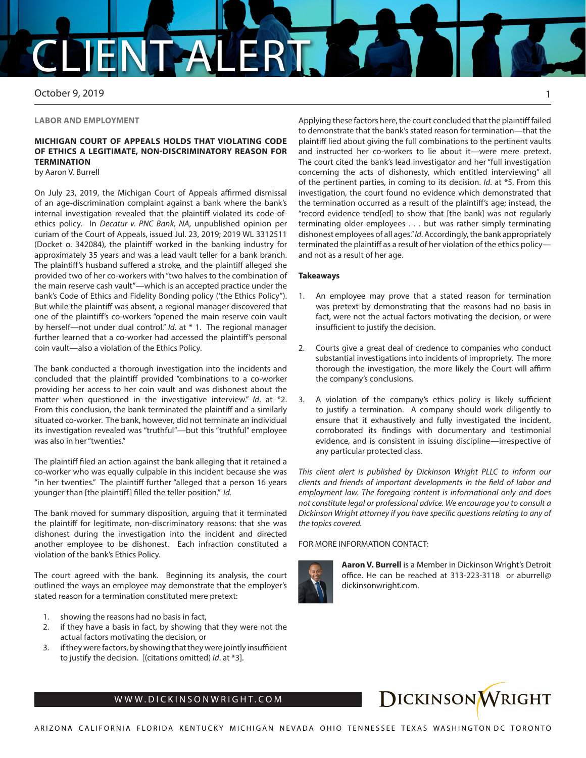# CLIENT ALERT

October 9, 2019

LABOR AND EMPLOYMENT

## MICHIGAN COURT OF APPEALS HOLDS THAT VIOLATING CODE OF ETHICS A LEGITIMATE, NON-DISCRIMINATORY REASON FOR TERMINATION

by Aaron V. Burrell

On July 23, 2019, the Michigan Court of Appeals affirmed dismissal of an age-discrimination complaint against a bank where the bank's internal investigation revealed that the plaintiff violated its code-of-ethics policy. In *Decatur v. PNC Bank, NA*, unpublished opinion per curiam of the Court of Appeals, issued Jul. 23, 2019; 2019 WL 3312511 (Docket o. 342084), the plaintiff worked in the banking industry for approximately 35 years and was a lead vault teller for a bank branch. The plaintiff's husband suffered a stroke, and the plaintiff alleged she provided two of her co-workers with "two halves to the combination of the main reserve cash vault"—which is an accepted practice under the bank's Code of Ethics and Fidelity Bonding policy ('the Ethics Policy"). But while the plaintiff was absent, a regional manager discovered that one of the plaintiff's co-workers "opened the main reserve coin vault by herself—not under dual control." *Id*. at * 1. The regional manager further learned that a co-worker had accessed the plaintiff's personal coin vault—also a violation of the Ethics Policy.

The bank conducted a thorough investigation into the incidents and concluded that the plaintiff provided "combinations to a co-worker providing her access to her coin vault and was dishonest about the matter when questioned in the investigative interview." *Id*. at *2. From this conclusion, the bank terminated the plaintiff and a similarly situated co-worker. The bank, however, did not terminate an individual its investigation revealed was "truthful"—but this "truthful" employee was also in her "twenties."

The plaintiff filed an action against the bank alleging that it retained a co-worker who was equally culpable in this incident because she was "in her twenties." The plaintiff further "alleged that a person 16 years younger than [the plaintiff] filled the teller position." *Id.*

The bank moved for summary disposition, arguing that it terminated the plaintiff for legitimate, non-discriminatory reasons: that she was dishonest during the investigation into the incident and directed another employee to be dishonest. Each infraction constituted a violation of the bank's Ethics Policy.

The court agreed with the bank. Beginning its analysis, the court outlined the ways an employee may demonstrate that the employer's stated reason for a termination constituted mere pretext:

1. showing the reasons had no basis in fact,
2. if they have a basis in fact, by showing that they were not the actual factors motivating the decision, or
3. if they were factors, by showing that they were jointly insufficient to justify the decision. [(citations omitted) *Id*. at *3].

Applying these factors here, the court concluded that the plaintiff failed to demonstrate that the bank's stated reason for termination—that the plaintiff lied about giving the full combinations to the pertinent vaults and instructed her co-workers to lie about it—were mere pretext. The court cited the bank's lead investigator and her "full investigation concerning the acts of dishonesty, which entitled interviewing" all of the pertinent parties, in coming to its decision. *Id*. at *5. From this investigation, the court found no evidence which demonstrated that the termination occurred as a result of the plaintiff's age; instead, the "record evidence tend[ed] to show that [the bank] was not regularly terminating older employees . . . but was rather simply terminating dishonest employees of all ages." *Id*. Accordingly, the bank appropriately terminated the plaintiff as a result of her violation of the ethics policy—and not as a result of her age.

### Takeaways

1. An employee may prove that a stated reason for termination was pretext by demonstrating that the reasons had no basis in fact, were not the actual factors motivating the decision, or were insufficient to justify the decision.
2. Courts give a great deal of credence to companies who conduct substantial investigations into incidents of impropriety. The more thorough the investigation, the more likely the Court will affirm the company's conclusions.
3. A violation of the company's ethics policy is likely sufficient to justify a termination. A company should work diligently to ensure that it exhaustively and fully investigated the incident, corroborated its findings with documentary and testimonial evidence, and is consistent in issuing discipline—irrespective of any particular protected class.

*This client alert is published by Dickinson Wright PLLC to inform our clients and friends of important developments in the field of labor and employment law. The foregoing content is informational only and does not constitute legal or professional advice. We encourage you to consult a Dickinson Wright attorney if you have specific questions relating to any of the topics covered.*

FOR MORE INFORMATION CONTACT:

**Aaron V. Burrell** is a Member in Dickinson Wright's Detroit office. He can be reached at 313-223-3118 or aburrell@dickinsonwright.com.

WWW.DICKINSONWRIGHT.COM

DICKINSON WRIGHT

ARIZONA CALIFORNIA FLORIDA KENTUCKY MICHIGAN NEVADA OHIO TENNESSEE TEXAS WASHINGTON DC TORONTO